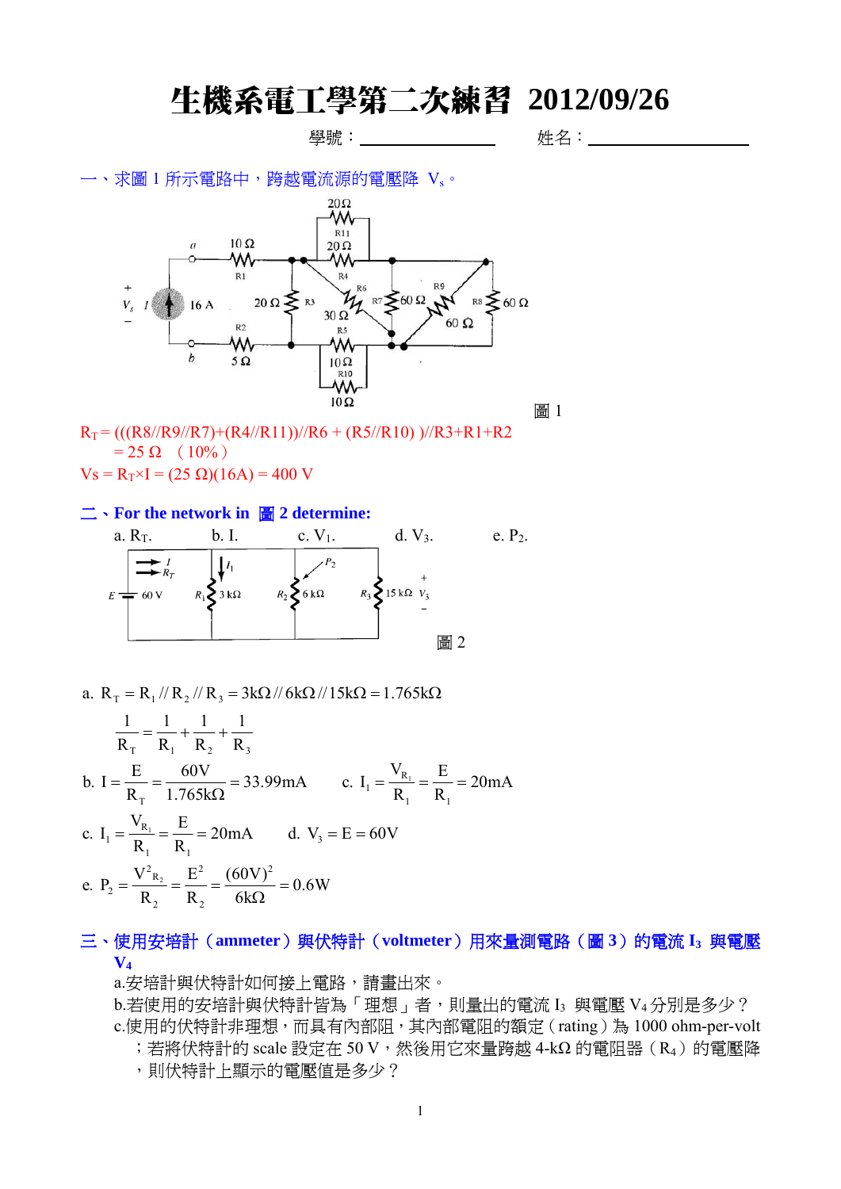# 生機系電工學第二次練習 2012/09/26

學號：\_\_\_\_\_\_\_\_\_\_\_\_\_\_\_\_ 姓名：\_\_\_\_\_\_\_\_\_\_\_\_\_\_\_\_\_\_

一、求圖 1 所示電路中，跨越電流源的電壓降 $V_s$。

圖 1

$R_T$ = (((R8//R9//R7)+(R4//R11))//R6 + (R5//R10) )//R3+R1+R2
= 25 Ω （10%）

$V_s = R_T \times I$ = (25 Ω)(16A) = 400 V

## 二、For the network in 圖 2 determine:

a. $R_T$.　　b. I.　　c. $V_1$.　　d. $V_3$.　　e. $P_2$.

圖 2

a. $R_T = R_1 // R_2 // R_3 = 3k\Omega // 6k\Omega // 15k\Omega = 1.765k\Omega$

$$\frac{1}{R_T} = \frac{1}{R_1} + \frac{1}{R_2} + \frac{1}{R_3}$$

b. $I = \dfrac{E}{R_T} = \dfrac{60V}{1.765k\Omega} = 33.99mA$　　c. $I_1 = \dfrac{V_{R_1}}{R_1} = \dfrac{E}{R_1} = 20mA$

c. $I_1 = \dfrac{V_{R_1}}{R_1} = \dfrac{E}{R_1} = 20mA$　　d. $V_3 = E = 60V$

e. $P_2 = \dfrac{V^2{}_{R_2}}{R_2} = \dfrac{E^2}{R_2} = \dfrac{(60V)^2}{6k\Omega} = 0.6W$

## 三、使用安培計（ammeter）與伏特計（voltmeter）用來量測電路（圖 3）的電流 $I_3$ 與電壓 $V_4$

a.安培計與伏特計如何接上電路，請畫出來。

b.若使用的安培計與伏特計皆為「理想」者，則量出的電流 $I_3$ 與電壓 $V_4$ 分別是多少？

c.使用的伏特計非理想，而具有內部阻，其內部電阻的額定（rating）為 1000 ohm-per-volt；若將伏特計的 scale 設定在 50 V，然後用它來量跨越 4-kΩ 的電阻器（$R_4$）的電壓降，則伏特計上顯示的電壓值是多少？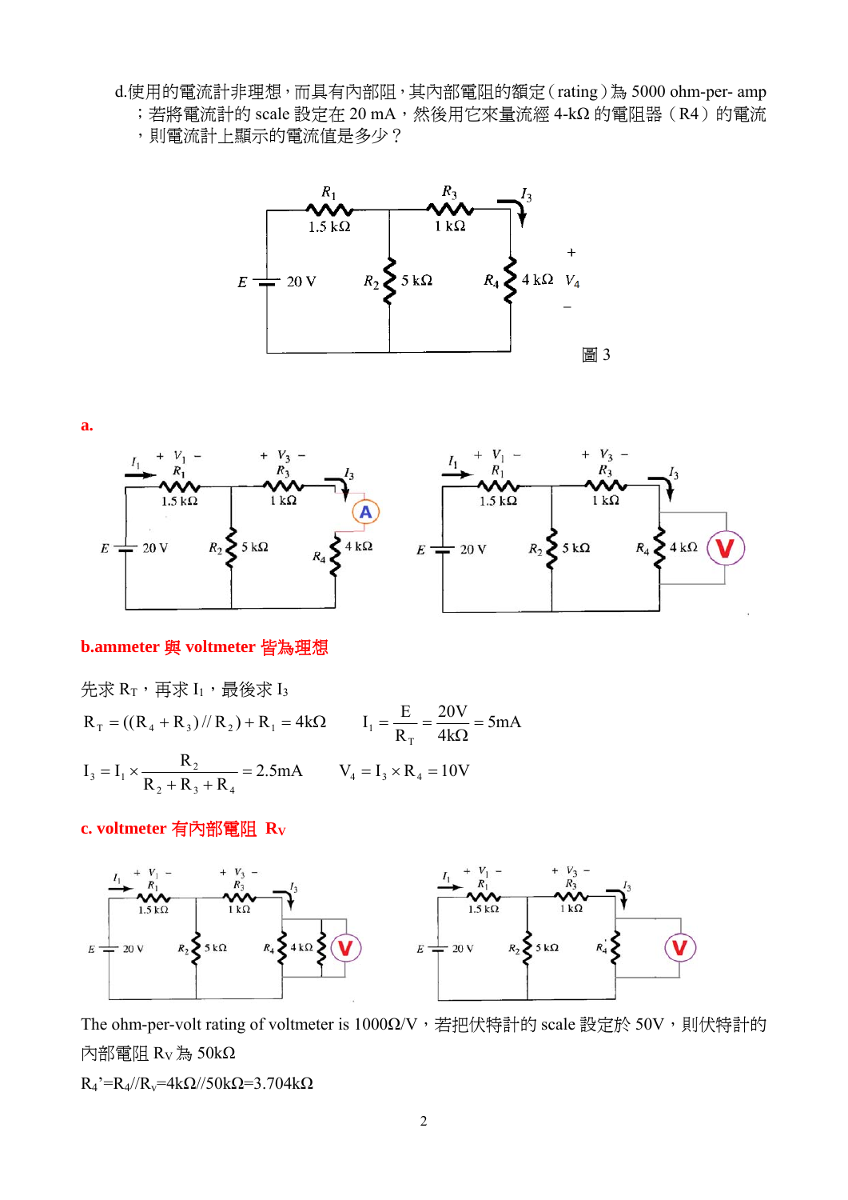d.使用的電流計非理想，而具有內部阻，其內部電阻的額定（rating）為 5000 ohm-per- amp；若將電流計的 scale 設定在 20 mA，然後用它來量流經 4-kΩ 的電阻器（R4）的電流，則電流計上顯示的電流值是多少？

圖 3

**a.**

**b.ammeter 與 voltmeter 皆為理想**

先求 $R_T$，再求 $I_1$，最後求 $I_3$

$$R_T = ((R_4 + R_3) // R_2) + R_1 = 4k\Omega \qquad I_1 = \frac{E}{R_T} = \frac{20V}{4k\Omega} = 5mA$$

$$I_3 = I_1 \times \frac{R_2}{R_2 + R_3 + R_4} = 2.5mA \qquad V_4 = I_3 \times R_4 = 10V$$

**c. voltmeter 有內部電阻 $R_V$**

The ohm-per-volt rating of voltmeter is 1000Ω/V，若把伏特計的 scale 設定於 50V，則伏特計的內部電阻 $R_V$ 為 50kΩ

$R_4' = R_4 // R_v = 4k\Omega // 50k\Omega = 3.704k\Omega$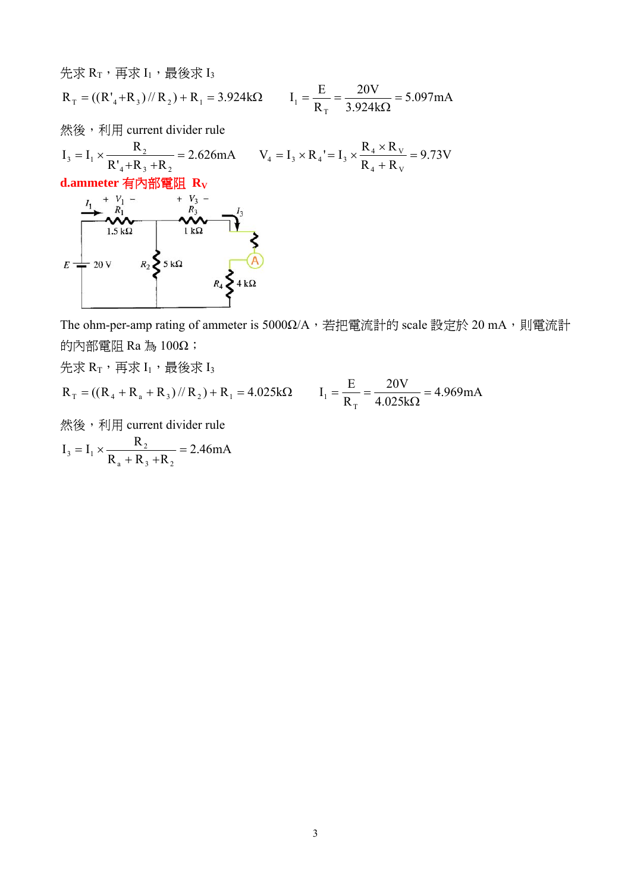先求 $R_T$，再求 $I_1$，最後求 $I_3$

$$R_T = ((R'_4 + R_3) // R_2) + R_1 = 3.924\text{k}\Omega \qquad I_1 = \frac{E}{R_T} = \frac{20\text{V}}{3.924\text{k}\Omega} = 5.097\text{mA}$$

然後，利用 current divider rule

$$I_3 = I_1 \times \frac{R_2}{R'_4 + R_3 + R_2} = 2.626\text{mA} \qquad V_4 = I_3 \times R_4' = I_3 \times \frac{R_4 \times R_V}{R_4 + R_V} = 9.73\text{V}$$

**d.ammeter 有內部電阻 $R_V$**

$I_1$ + $V_1$ − $R_1$ 1.5 kΩ + $V_3$ − $R_3$ 1 kΩ $I_3$

E 20 V $R_2$ 5 kΩ A $R_4$ 4 kΩ

The ohm-per-amp rating of ammeter is 5000Ω/A，若把電流計的 scale 設定於 20 mA，則電流計的內部電阻 Ra 為 100Ω；

先求 $R_T$，再求 $I_1$，最後求 $I_3$

$$R_T = ((R_4 + R_a + R_3) // R_2) + R_1 = 4.025\text{k}\Omega \qquad I_1 = \frac{E}{R_T} = \frac{20\text{V}}{4.025\text{k}\Omega} = 4.969\text{mA}$$

然後，利用 current divider rule

$$I_3 = I_1 \times \frac{R_2}{R_a + R_3 + R_2} = 2.46\text{mA}$$